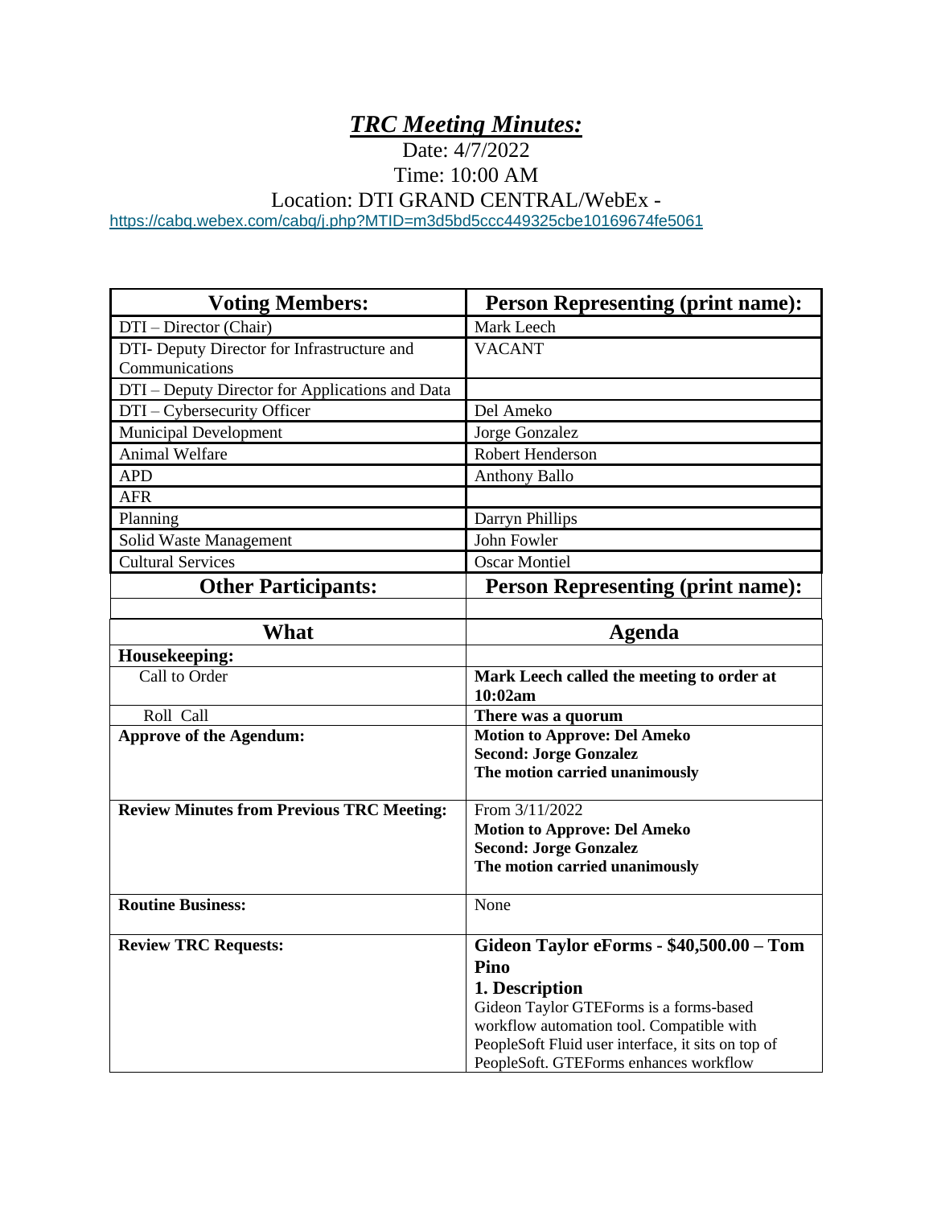# *TRC Meeting Minutes:*

Date: 4/7/2022

Time: 10:00 AM

Location: DTI GRAND CENTRAL/WebEx - https://cabq.webex.com/cabq/j.php?MTID=m3d5bd5ccc449325cbe10169674fe5061

| Voting Members: | Person Representing (print name): |
|---|---|
| DTI – Director (Chair) | Mark Leech |
| DTI- Deputy Director for Infrastructure and Communications | VACANT |
| DTI – Deputy Director for Applications and Data | |
| DTI – Cybersecurity Officer | Del Ameko |
| Municipal Development | Jorge Gonzalez |
| Animal Welfare | Robert Henderson |
| APD | Anthony Ballo |
| AFR | |
| Planning | Darryn Phillips |
| Solid Waste Management | John Fowler |
| Cultural Services | Oscar Montiel |
| **Other Participants:** | **Person Representing (print name):** |
| | |

| What | Agenda |
|---|---|
| **Housekeeping:** | |
| Call to Order | **Mark Leech called the meeting to order at 10:02am** |
| Roll Call | **There was a quorum** |
| **Approve of the Agendum:** | **Motion to Approve: Del Ameko**<br>**Second: Jorge Gonzalez**<br>**The motion carried unanimously** |
| **Review Minutes from Previous TRC Meeting:** | From 3/11/2022<br>**Motion to Approve: Del Ameko**<br>**Second: Jorge Gonzalez**<br>**The motion carried unanimously** |
| **Routine Business:** | None |
| **Review TRC Requests:** | **Gideon Taylor eForms - $40,500.00 – Tom Pino**<br>**1. Description**<br>Gideon Taylor GTEForms is a forms-based workflow automation tool. Compatible with PeopleSoft Fluid user interface, it sits on top of PeopleSoft. GTEForms enhances workflow |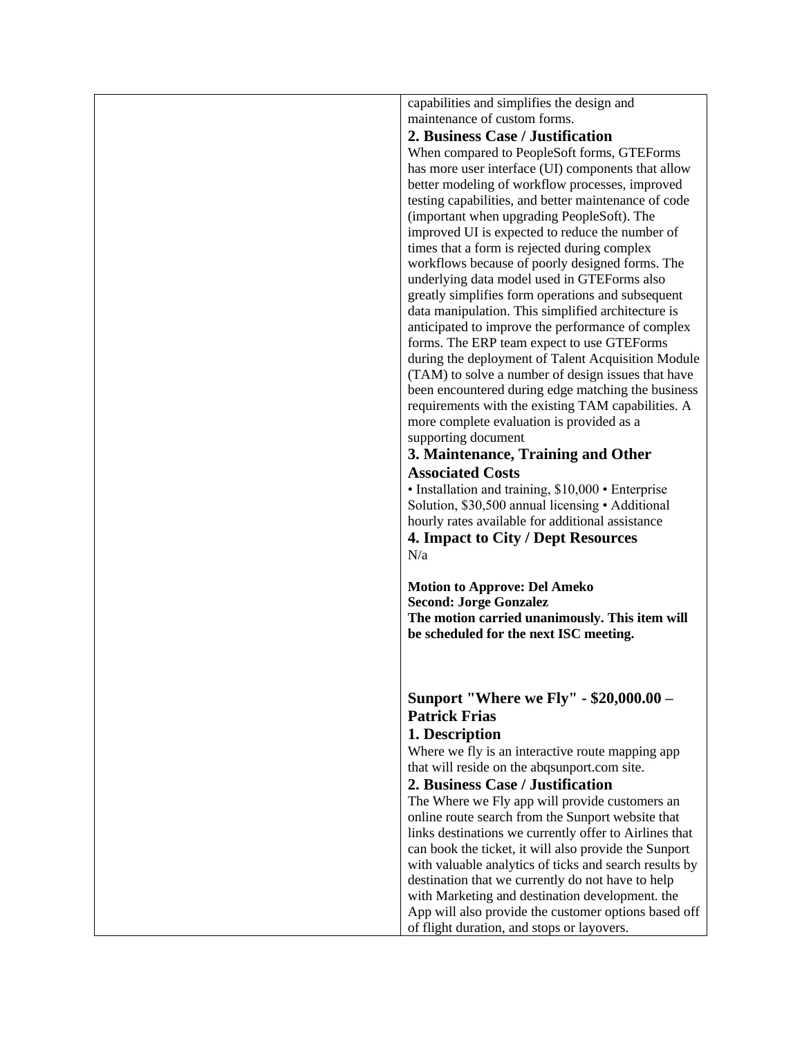| | |
|---|---|
| | capabilities and simplifies the design and maintenance of custom forms.<br>**2. Business Case / Justification**<br>When compared to PeopleSoft forms, GTEForms has more user interface (UI) components that allow better modeling of workflow processes, improved testing capabilities, and better maintenance of code (important when upgrading PeopleSoft). The improved UI is expected to reduce the number of times that a form is rejected during complex workflows because of poorly designed forms. The underlying data model used in GTEForms also greatly simplifies form operations and subsequent data manipulation. This simplified architecture is anticipated to improve the performance of complex forms. The ERP team expect to use GTEForms during the deployment of Talent Acquisition Module (TAM) to solve a number of design issues that have been encountered during edge matching the business requirements with the existing TAM capabilities. A more complete evaluation is provided as a supporting document<br>**3. Maintenance, Training and Other Associated Costs**<br>• Installation and training, $10,000 • Enterprise Solution, $30,500 annual licensing • Additional hourly rates available for additional assistance<br>**4. Impact to City / Dept Resources**<br>N/a<br><br>**Motion to Approve: Del Ameko**<br>**Second: Jorge Gonzalez**<br>**The motion carried unanimously. This item will be scheduled for the next ISC meeting.**<br><br>**Sunport "Where we Fly" - $20,000.00 – Patrick Frias**<br>**1. Description**<br>Where we fly is an interactive route mapping app that will reside on the abqsunport.com site.<br>**2. Business Case / Justification**<br>The Where we Fly app will provide customers an online route search from the Sunport website that links destinations we currently offer to Airlines that can book the ticket, it will also provide the Sunport with valuable analytics of ticks and search results by destination that we currently do not have to help with Marketing and destination development. the App will also provide the customer options based off of flight duration, and stops or layovers. |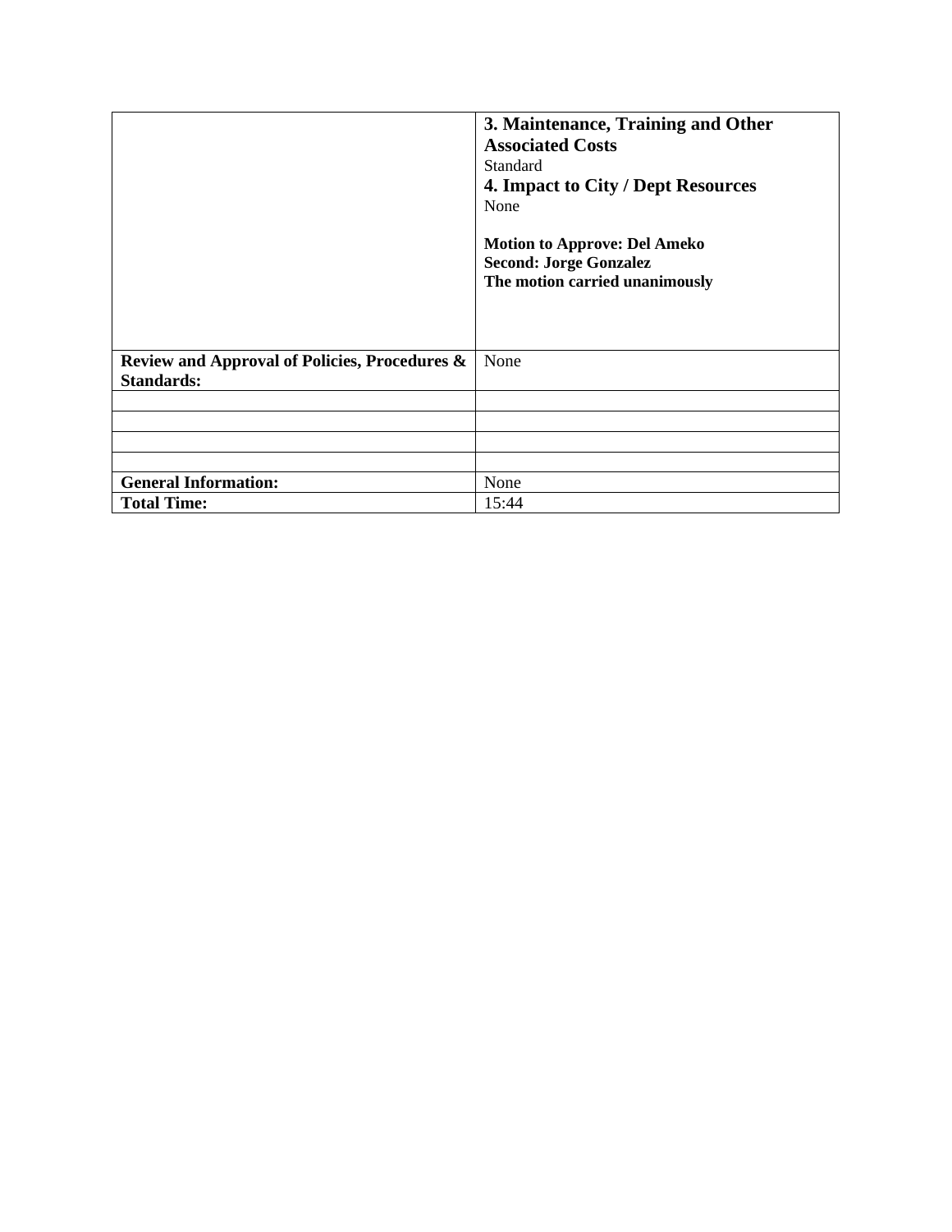| | |
|---|---|
| | **3. Maintenance, Training and Other Associated Costs**<br>Standard<br>**4. Impact to City / Dept Resources**<br>None<br><br>**Motion to Approve: Del Ameko**<br>**Second: Jorge Gonzalez**<br>**The motion carried unanimously** |
| **Review and Approval of Policies, Procedures & Standards:** | None |
| | |
| | |
| | |
| | |
| **General Information:** | None |
| **Total Time:** | 15:44 |